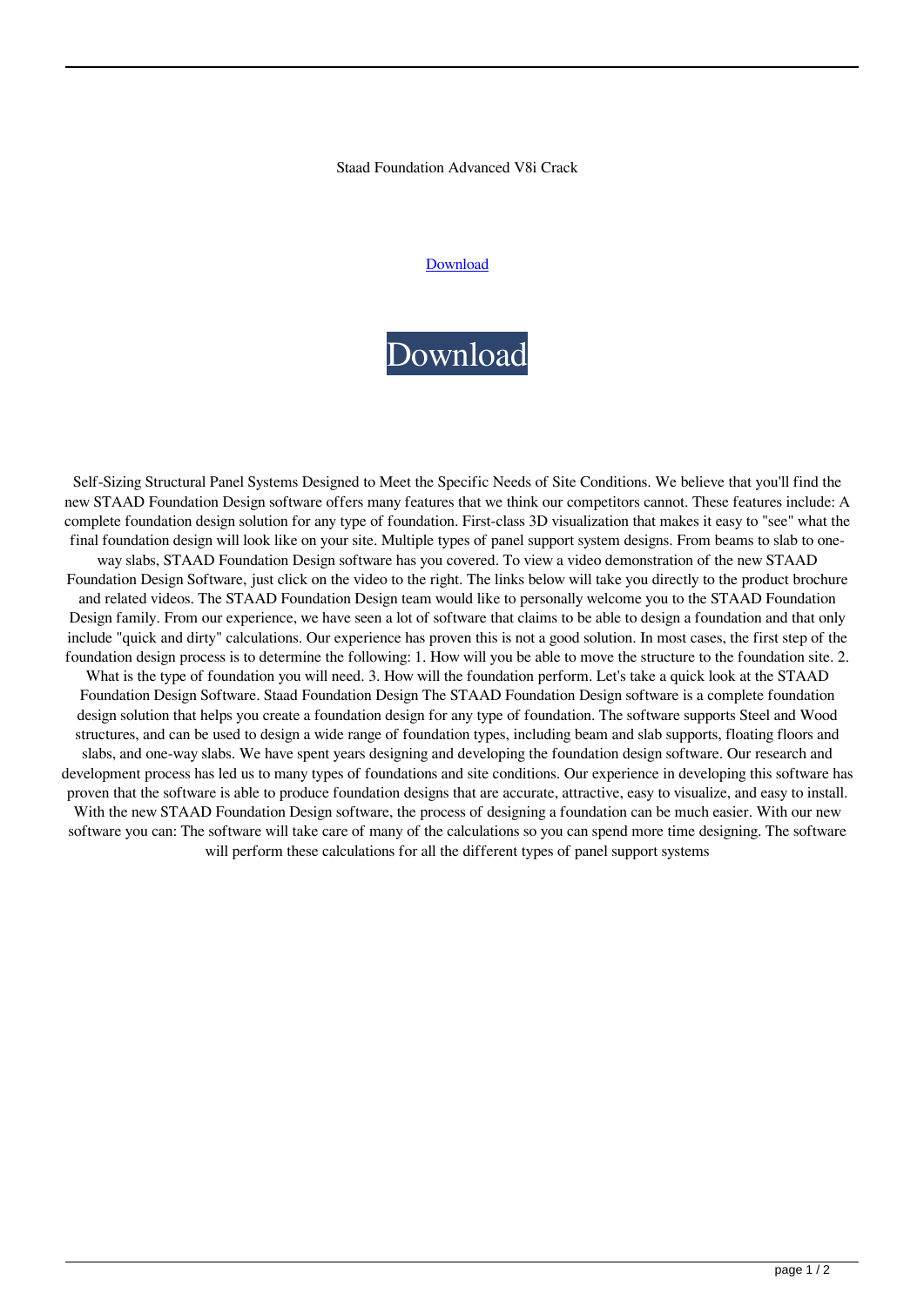Staad Foundation Advanced V8i Crack

Download

Download

Self-Sizing Structural Panel Systems Designed to Meet the Specific Needs of Site Conditions. We believe that you'll find the new STAAD Foundation Design software offers many features that we think our competitors cannot. These features include: A complete foundation design solution for any type of foundation. First-class 3D visualization that makes it easy to "see" what the final foundation design will look like on your site. Multiple types of panel support system designs. From beams to slab to one-way slabs, STAAD Foundation Design software has you covered. To view a video demonstration of the new STAAD Foundation Design Software, just click on the video to the right. The links below will take you directly to the product brochure and related videos. The STAAD Foundation Design team would like to personally welcome you to the STAAD Foundation Design family. From our experience, we have seen a lot of software that claims to be able to design a foundation and that only include "quick and dirty" calculations. Our experience has proven this is not a good solution. In most cases, the first step of the foundation design process is to determine the following: 1. How will you be able to move the structure to the foundation site. 2. What is the type of foundation you will need. 3. How will the foundation perform. Let's take a quick look at the STAAD Foundation Design Software. Staad Foundation Design The STAAD Foundation Design software is a complete foundation design solution that helps you create a foundation design for any type of foundation. The software supports Steel and Wood structures, and can be used to design a wide range of foundation types, including beam and slab supports, floating floors and slabs, and one-way slabs. We have spent years designing and developing the foundation design software. Our research and development process has led us to many types of foundations and site conditions. Our experience in developing this software has proven that the software is able to produce foundation designs that are accurate, attractive, easy to visualize, and easy to install. With the new STAAD Foundation Design software, the process of designing a foundation can be much easier. With our new software you can: The software will take care of many of the calculations so you can spend more time designing. The software will perform these calculations for all the different types of panel support systems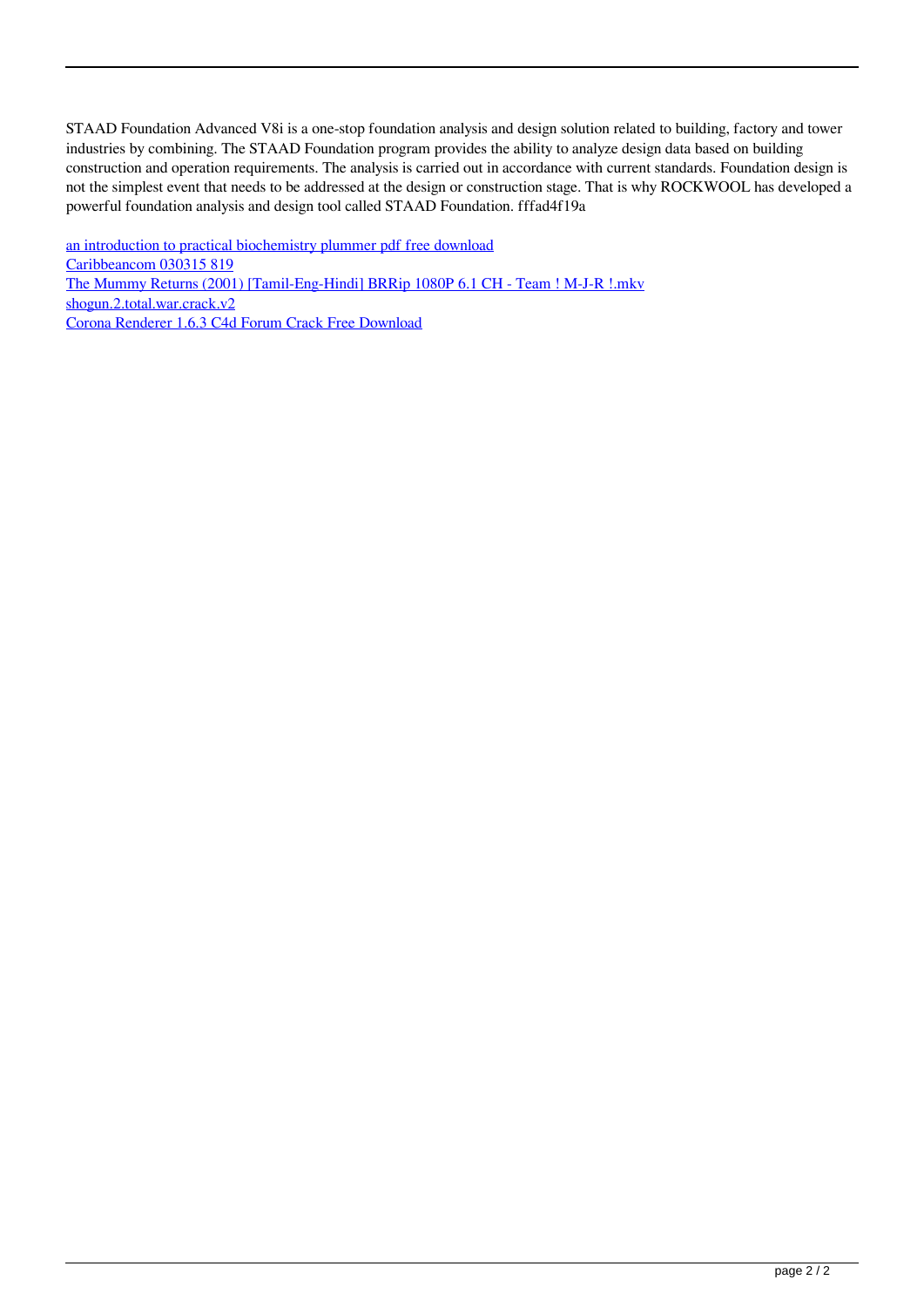STAAD Foundation Advanced V8i is a one-stop foundation analysis and design solution related to building, factory and tower industries by combining. The STAAD Foundation program provides the ability to analyze design data based on building construction and operation requirements. The analysis is carried out in accordance with current standards. Foundation design is not the simplest event that needs to be addressed at the design or construction stage. That is why ROCKWOOL has developed a powerful foundation analysis and design tool called STAAD Foundation. fffad4f19a

an introduction to practical biochemistry plummer pdf free download
Caribbeancom 030315 819
The Mummy Returns (2001) [Tamil-Eng-Hindi] BRRip 1080P 6.1 CH - Team ! M-J-R !.mkv
shogun.2.total.war.crack.v2
Corona Renderer 1.6.3 C4d Forum Crack Free Download